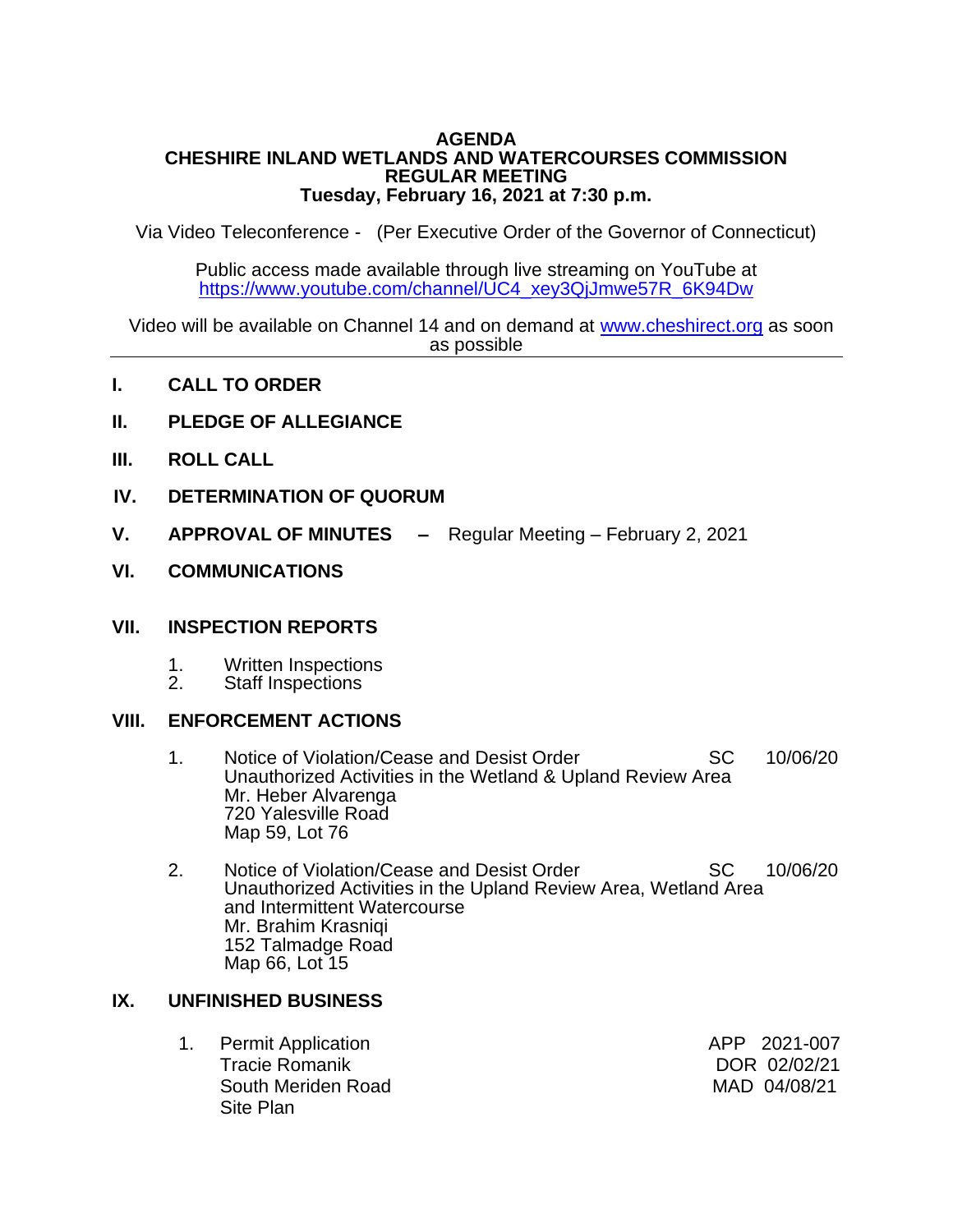# AGENDA
## CHESHIRE INLAND WETLANDS AND WATERCOURSES COMMISSION
## REGULAR MEETING
## Tuesday, February 16, 2021 at 7:30 p.m.

Via Video Teleconference - (Per Executive Order of the Governor of Connecticut)

Public access made available through live streaming on YouTube at https://www.youtube.com/channel/UC4_xey3QjJmwe57R_6K94Dw

Video will be available on Channel 14 and on demand at www.cheshirect.org as soon as possible

---

**I. CALL TO ORDER**

**II. PLEDGE OF ALLEGIANCE**

**III. ROLL CALL**

**IV. DETERMINATION OF QUORUM**

**V. APPROVAL OF MINUTES –** Regular Meeting – February 2, 2021

**VI. COMMUNICATIONS**

**VII. INSPECTION REPORTS**

1. Written Inspections
2. Staff Inspections

**VIII. ENFORCEMENT ACTIONS**

1. Notice of Violation/Cease and Desist Order — SC 10/06/20
   Unauthorized Activities in the Wetland & Upland Review Area
   Mr. Heber Alvarenga
   720 Yalesville Road
   Map 59, Lot 76

2. Notice of Violation/Cease and Desist Order — SC 10/06/20
   Unauthorized Activities in the Upland Review Area, Wetland Area and Intermittent Watercourse
   Mr. Brahim Krasniqi
   152 Talmadge Road
   Map 66, Lot 15

**IX. UNFINISHED BUSINESS**

1. Permit Application — APP 2021-007
   Tracie Romanik — DOR 02/02/21
   South Meriden Road — MAD 04/08/21
   Site Plan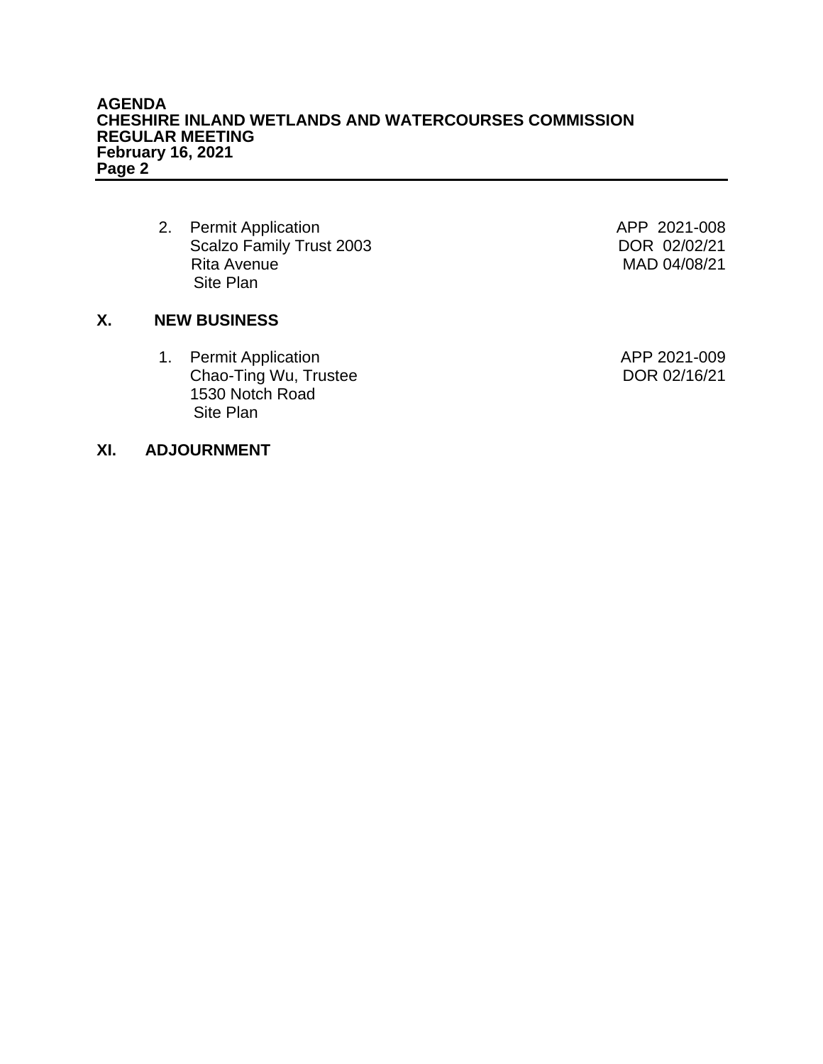2. Permit Application — APP 2021-008
   Scalzo Family Trust 2003 — DOR 02/02/21
   Rita Avenue — MAD 04/08/21
   Site Plan

## X. NEW BUSINESS

1. Permit Application — APP 2021-009
   Chao-Ting Wu, Trustee — DOR 02/16/21
   1530 Notch Road
   Site Plan

## XI. ADJOURNMENT